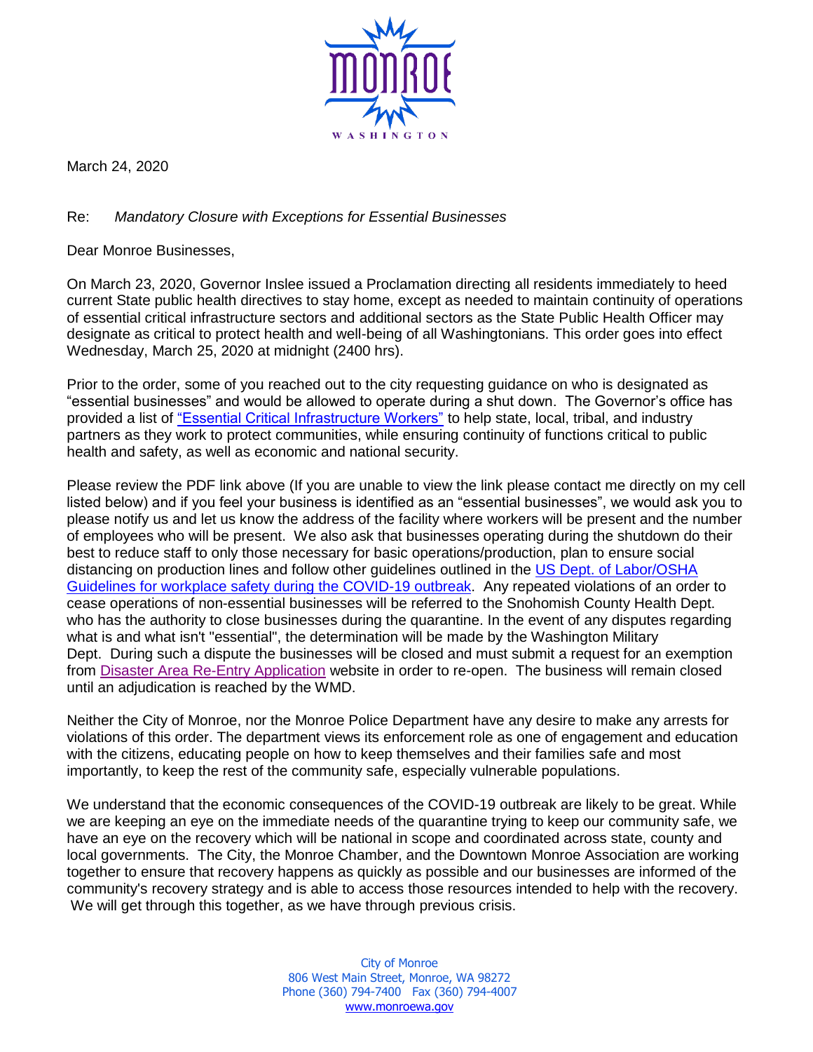MONROE

WASHINGTON

March 24, 2020

Re: *Mandatory Closure with Exceptions for Essential Businesses*

Dear Monroe Businesses,

On March 23, 2020, Governor Inslee issued a Proclamation directing all residents immediately to heed current State public health directives to stay home, except as needed to maintain continuity of operations of essential critical infrastructure sectors and additional sectors as the State Public Health Officer may designate as critical to protect health and well-being of all Washingtonians. This order goes into effect Wednesday, March 25, 2020 at midnight (2400 hrs).

Prior to the order, some of you reached out to the city requesting guidance on who is designated as "essential businesses" and would be allowed to operate during a shut down. The Governor's office has provided a list of "Essential Critical Infrastructure Workers" to help state, local, tribal, and industry partners as they work to protect communities, while ensuring continuity of functions critical to public health and safety, as well as economic and national security.

Please review the PDF link above (If you are unable to view the link please contact me directly on my cell listed below) and if you feel your business is identified as an "essential businesses", we would ask you to please notify us and let us know the address of the facility where workers will be present and the number of employees who will be present. We also ask that businesses operating during the shutdown do their best to reduce staff to only those necessary for basic operations/production, plan to ensure social distancing on production lines and follow other guidelines outlined in the US Dept. of Labor/OSHA Guidelines for workplace safety during the COVID-19 outbreak. Any repeated violations of an order to cease operations of non-essential businesses will be referred to the Snohomish County Health Dept. who has the authority to close businesses during the quarantine. In the event of any disputes regarding what is and what isn't "essential", the determination will be made by the Washington Military Dept. During such a dispute the businesses will be closed and must submit a request for an exemption from Disaster Area Re-Entry Application website in order to re-open. The business will remain closed until an adjudication is reached by the WMD.

Neither the City of Monroe, nor the Monroe Police Department have any desire to make any arrests for violations of this order. The department views its enforcement role as one of engagement and education with the citizens, educating people on how to keep themselves and their families safe and most importantly, to keep the rest of the community safe, especially vulnerable populations.

We understand that the economic consequences of the COVID-19 outbreak are likely to be great. While we are keeping an eye on the immediate needs of the quarantine trying to keep our community safe, we have an eye on the recovery which will be national in scope and coordinated across state, county and local governments. The City, the Monroe Chamber, and the Downtown Monroe Association are working together to ensure that recovery happens as quickly as possible and our businesses are informed of the community's recovery strategy and is able to access those resources intended to help with the recovery. We will get through this together, as we have through previous crisis.

City of Monroe
806 West Main Street, Monroe, WA 98272
Phone (360) 794-7400 Fax (360) 794-4007
www.monroewa.gov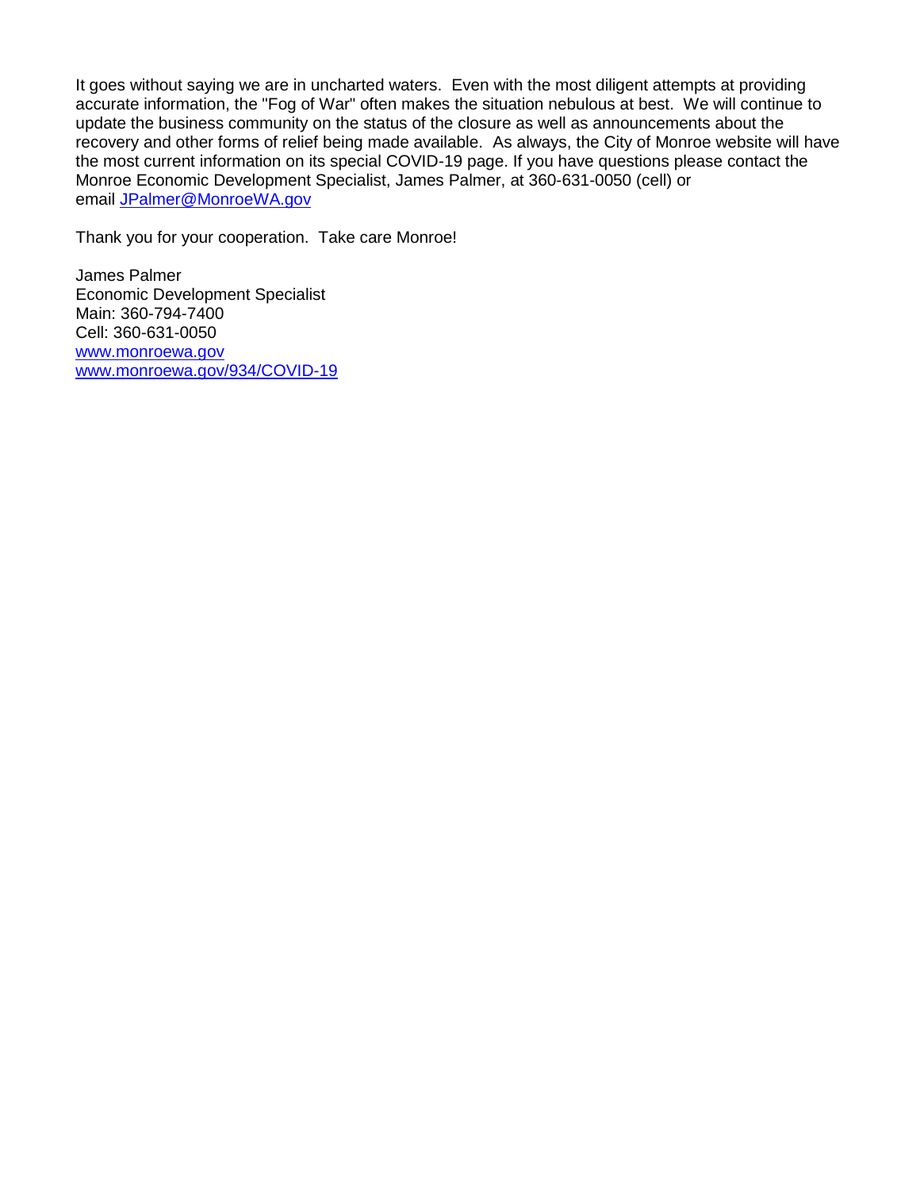It goes without saying we are in uncharted waters. Even with the most diligent attempts at providing accurate information, the "Fog of War" often makes the situation nebulous at best. We will continue to update the business community on the status of the closure as well as announcements about the recovery and other forms of relief being made available. As always, the City of Monroe website will have the most current information on its special COVID-19 page. If you have questions please contact the Monroe Economic Development Specialist, James Palmer, at 360-631-0050 (cell) or email JPalmer@MonroeWA.gov

Thank you for your cooperation. Take care Monroe!

James Palmer  
Economic Development Specialist  
Main: 360-794-7400  
Cell: 360-631-0050  
www.monroewa.gov  
www.monroewa.gov/934/COVID-19